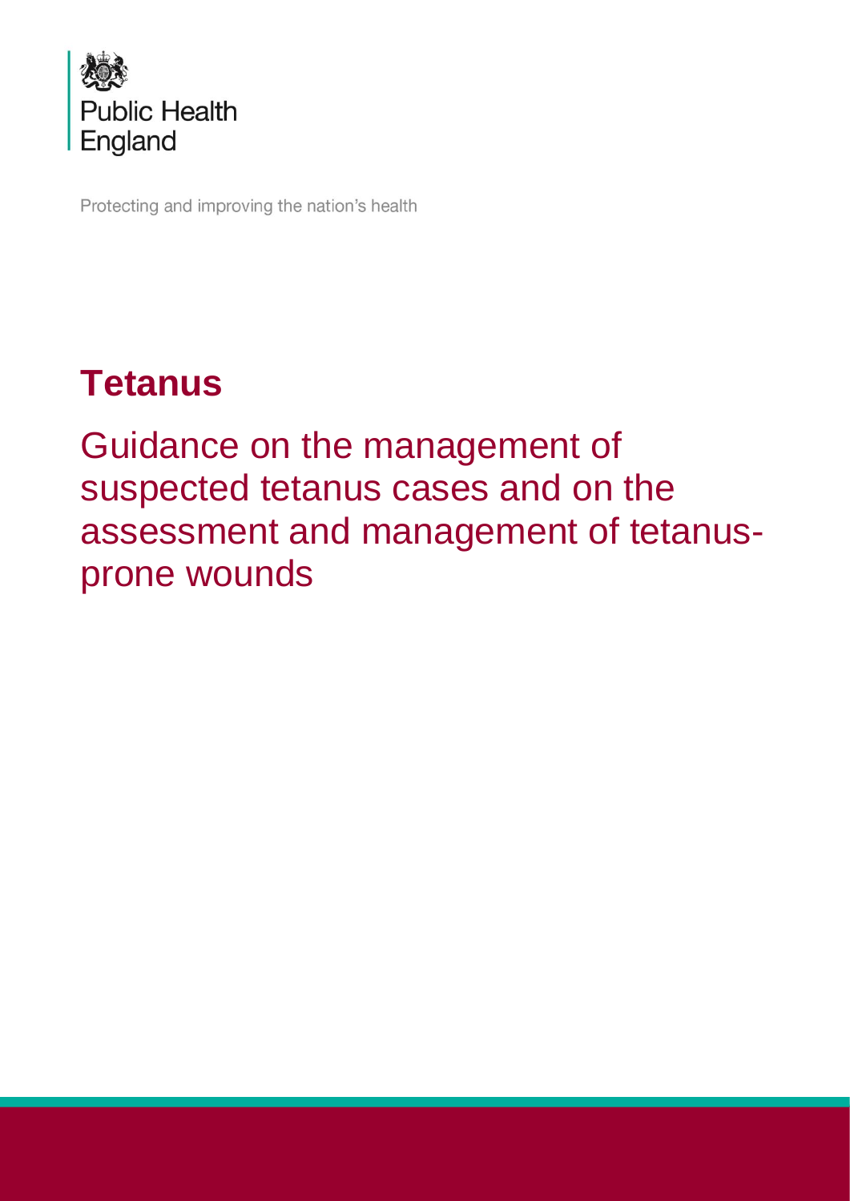Public Health England

Protecting and improving the nation's health

# Tetanus

## Guidance on the management of suspected tetanus cases and on the assessment and management of tetanus-prone wounds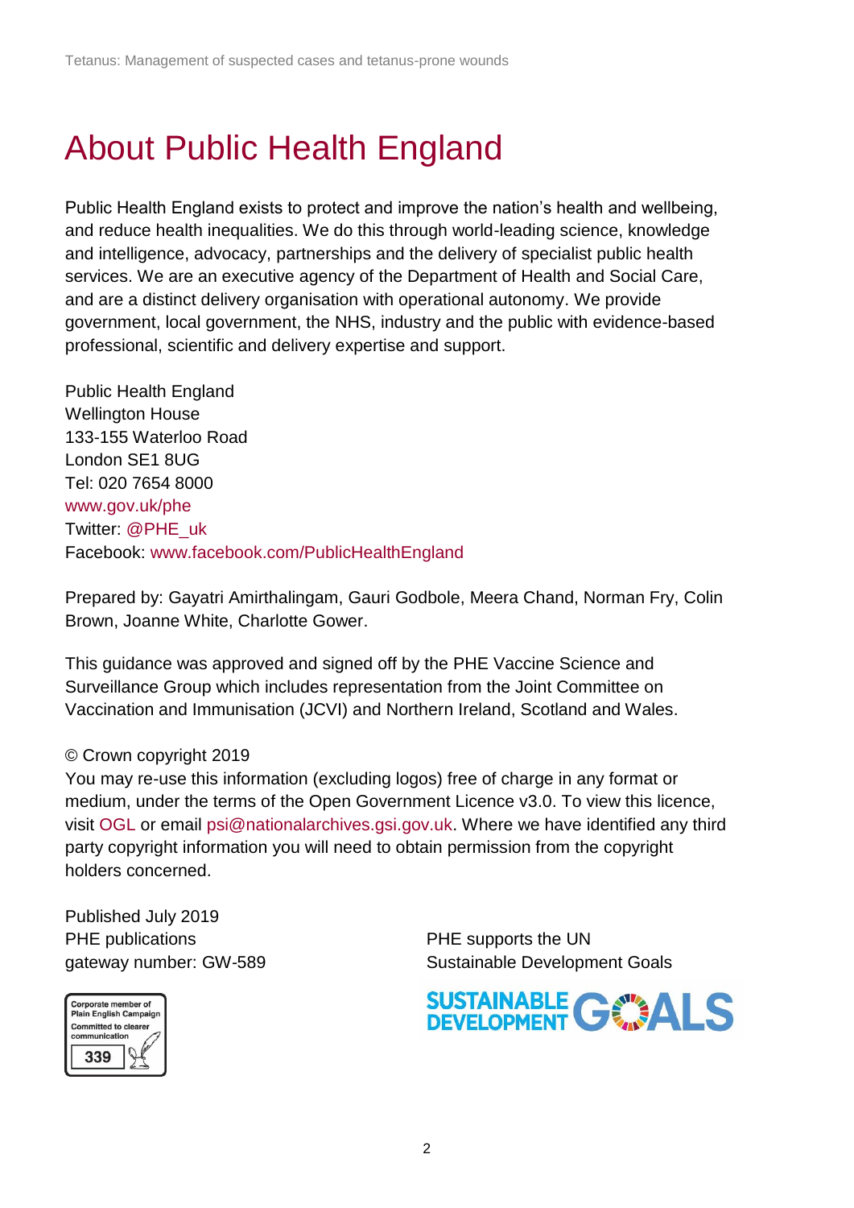# About Public Health England

Public Health England exists to protect and improve the nation's health and wellbeing, and reduce health inequalities. We do this through world-leading science, knowledge and intelligence, advocacy, partnerships and the delivery of specialist public health services. We are an executive agency of the Department of Health and Social Care, and are a distinct delivery organisation with operational autonomy. We provide government, local government, the NHS, industry and the public with evidence-based professional, scientific and delivery expertise and support.

Public Health England
Wellington House
133-155 Waterloo Road
London SE1 8UG
Tel: 020 7654 8000
www.gov.uk/phe
Twitter: @PHE_uk
Facebook: www.facebook.com/PublicHealthEngland

Prepared by: Gayatri Amirthalingam, Gauri Godbole, Meera Chand, Norman Fry, Colin Brown, Joanne White, Charlotte Gower.

This guidance was approved and signed off by the PHE Vaccine Science and Surveillance Group which includes representation from the Joint Committee on Vaccination and Immunisation (JCVI) and Northern Ireland, Scotland and Wales.

© Crown copyright 2019
You may re-use this information (excluding logos) free of charge in any format or medium, under the terms of the Open Government Licence v3.0. To view this licence, visit OGL or email psi@nationalarchives.gsi.gov.uk. Where we have identified any third party copyright information you will need to obtain permission from the copyright holders concerned.

Published July 2019
PHE publications
gateway number: GW-589

Corporate member of Plain English Campaign
Committed to clearer communication
339

PHE supports the UN
Sustainable Development Goals

SUSTAINABLE DEVELOPMENT GOALS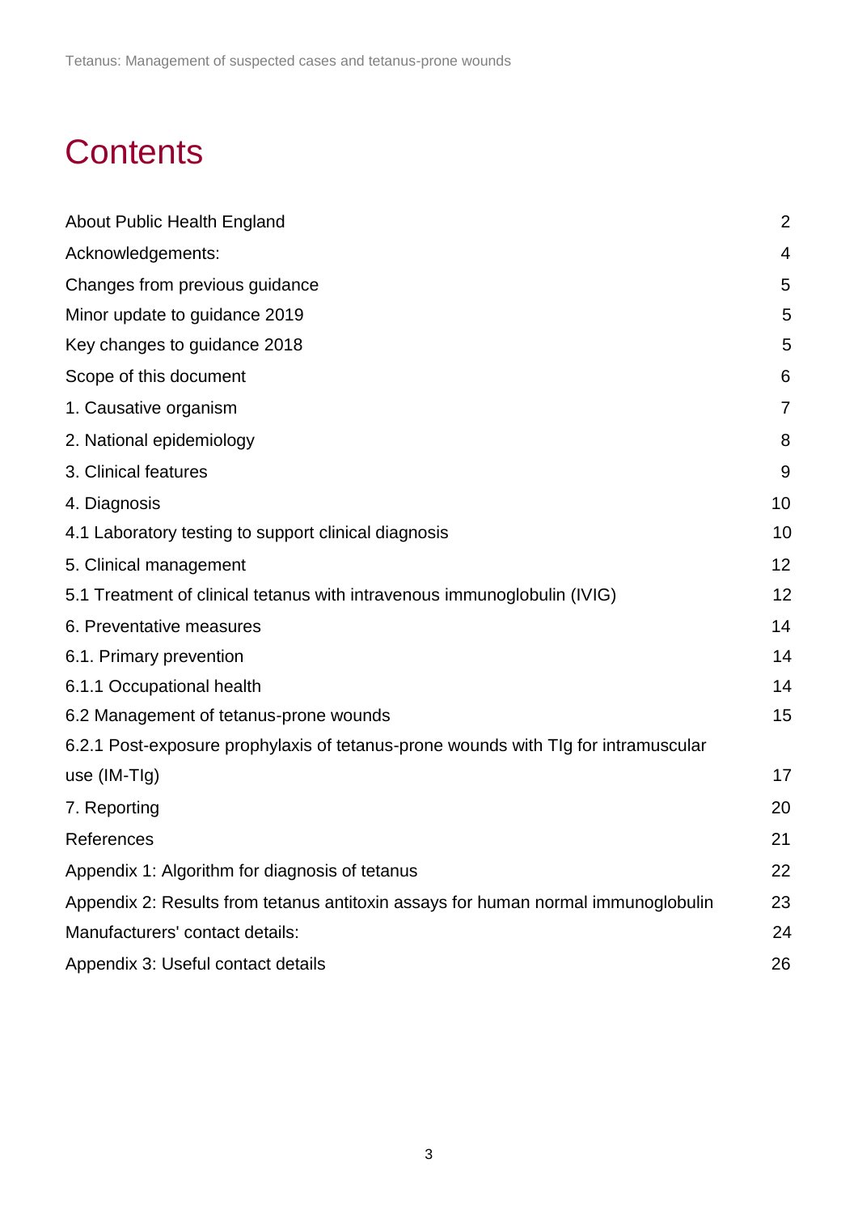# Contents

| | |
|---|---|
| About Public Health England | 2 |
| Acknowledgements: | 4 |
| Changes from previous guidance | 5 |
| Minor update to guidance 2019 | 5 |
| Key changes to guidance 2018 | 5 |
| Scope of this document | 6 |
| 1. Causative organism | 7 |
| 2. National epidemiology | 8 |
| 3. Clinical features | 9 |
| 4. Diagnosis | 10 |
| 4.1 Laboratory testing to support clinical diagnosis | 10 |
| 5. Clinical management | 12 |
| 5.1 Treatment of clinical tetanus with intravenous immunoglobulin (IVIG) | 12 |
| 6. Preventative measures | 14 |
| 6.1. Primary prevention | 14 |
| 6.1.1 Occupational health | 14 |
| 6.2 Management of tetanus-prone wounds | 15 |
| 6.2.1 Post-exposure prophylaxis of tetanus-prone wounds with TIg for intramuscular use (IM-TIg) | 17 |
| 7. Reporting | 20 |
| References | 21 |
| Appendix 1: Algorithm for diagnosis of tetanus | 22 |
| Appendix 2: Results from tetanus antitoxin assays for human normal immunoglobulin | 23 |
| Manufacturers' contact details: | 24 |
| Appendix 3: Useful contact details | 26 |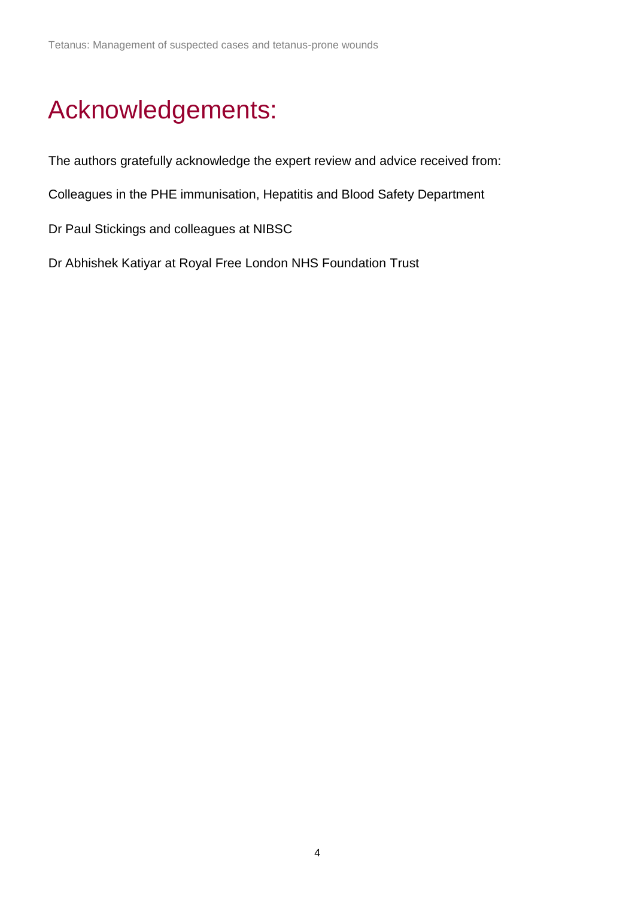# Acknowledgements:

The authors gratefully acknowledge the expert review and advice received from:

Colleagues in the PHE immunisation, Hepatitis and Blood Safety Department

Dr Paul Stickings and colleagues at NIBSC

Dr Abhishek Katiyar at Royal Free London NHS Foundation Trust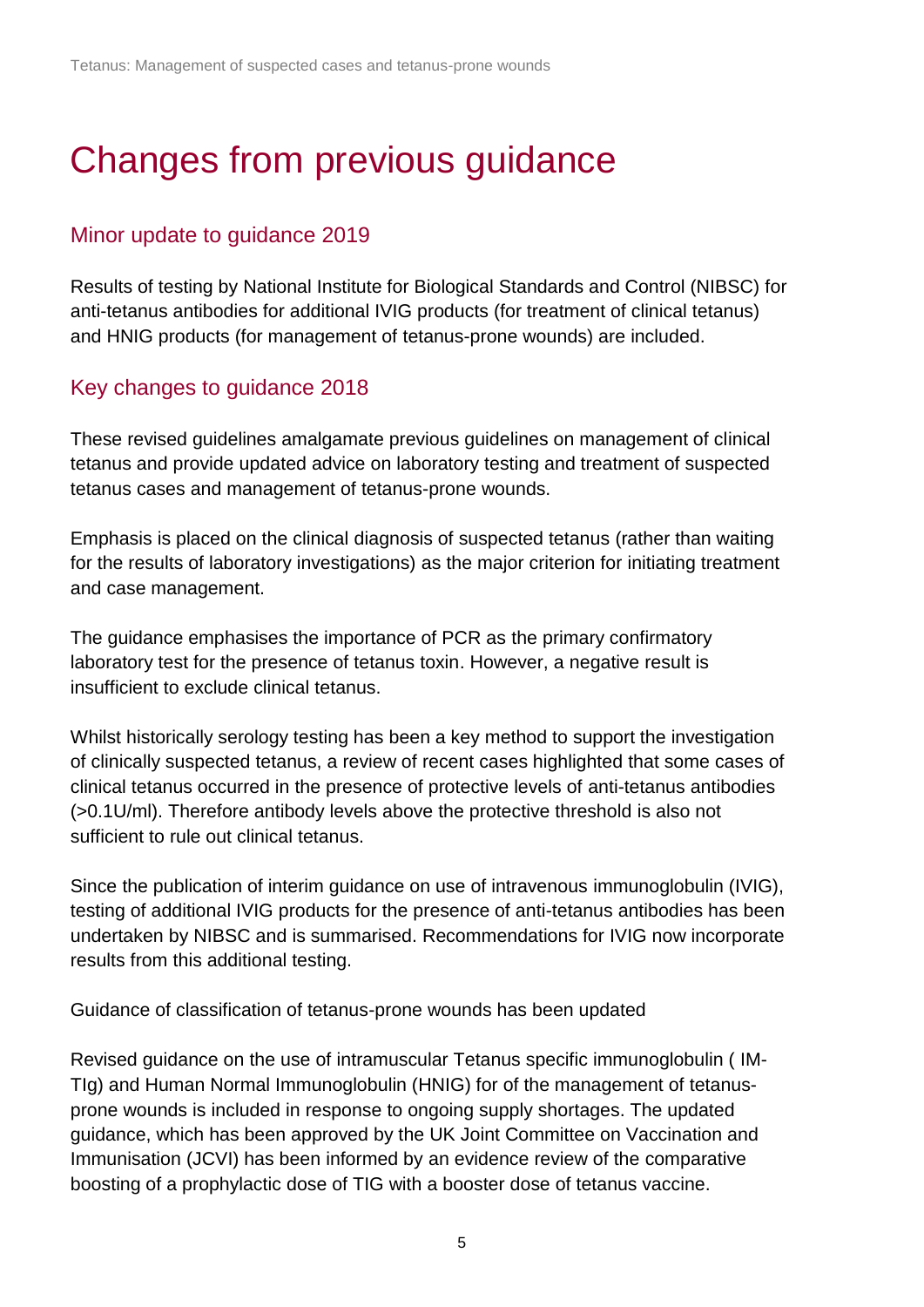# Changes from previous guidance

## Minor update to guidance 2019

Results of testing by National Institute for Biological Standards and Control (NIBSC) for anti-tetanus antibodies for additional IVIG products (for treatment of clinical tetanus) and HNIG products (for management of tetanus-prone wounds) are included.

## Key changes to guidance 2018

These revised guidelines amalgamate previous guidelines on management of clinical tetanus and provide updated advice on laboratory testing and treatment of suspected tetanus cases and management of tetanus-prone wounds.

Emphasis is placed on the clinical diagnosis of suspected tetanus (rather than waiting for the results of laboratory investigations) as the major criterion for initiating treatment and case management.

The guidance emphasises the importance of PCR as the primary confirmatory laboratory test for the presence of tetanus toxin. However, a negative result is insufficient to exclude clinical tetanus.

Whilst historically serology testing has been a key method to support the investigation of clinically suspected tetanus, a review of recent cases highlighted that some cases of clinical tetanus occurred in the presence of protective levels of anti-tetanus antibodies (>0.1U/ml). Therefore antibody levels above the protective threshold is also not sufficient to rule out clinical tetanus.

Since the publication of interim guidance on use of intravenous immunoglobulin (IVIG), testing of additional IVIG products for the presence of anti-tetanus antibodies has been undertaken by NIBSC and is summarised. Recommendations for IVIG now incorporate results from this additional testing.

Guidance of classification of tetanus-prone wounds has been updated

Revised guidance on the use of intramuscular Tetanus specific immunoglobulin ( IM-TIg) and Human Normal Immunoglobulin (HNIG) for of the management of tetanus-prone wounds is included in response to ongoing supply shortages. The updated guidance, which has been approved by the UK Joint Committee on Vaccination and Immunisation (JCVI) has been informed by an evidence review of the comparative boosting of a prophylactic dose of TIG with a booster dose of tetanus vaccine.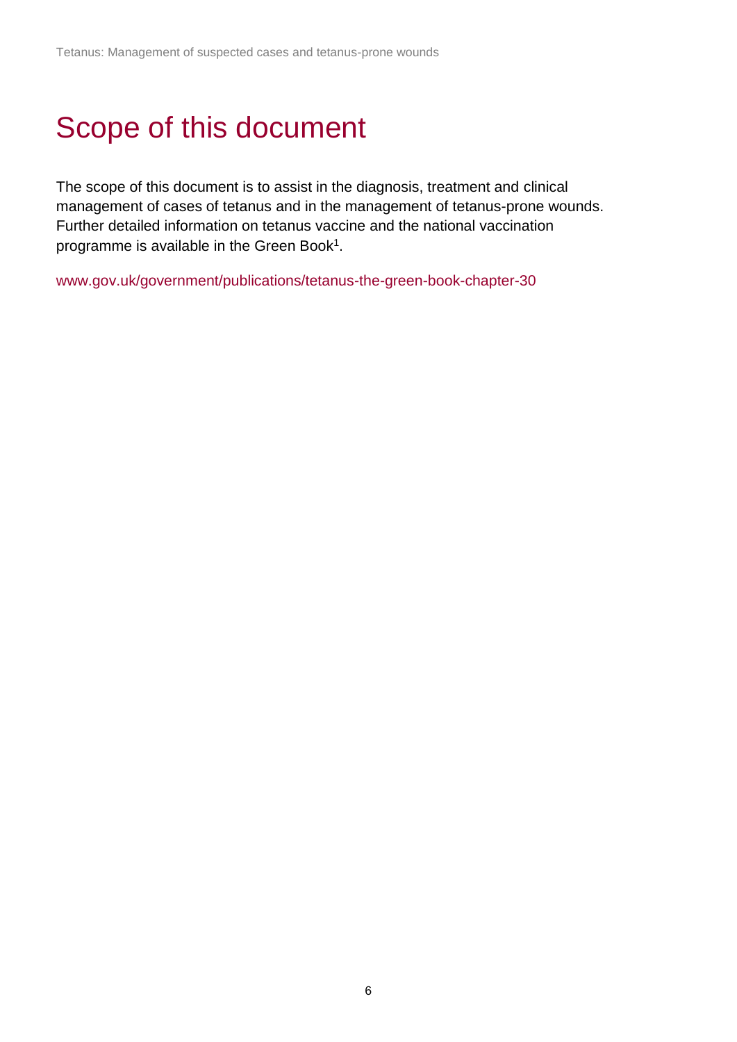# Scope of this document

The scope of this document is to assist in the diagnosis, treatment and clinical management of cases of tetanus and in the management of tetanus-prone wounds. Further detailed information on tetanus vaccine and the national vaccination programme is available in the Green Book[1].

www.gov.uk/government/publications/tetanus-the-green-book-chapter-30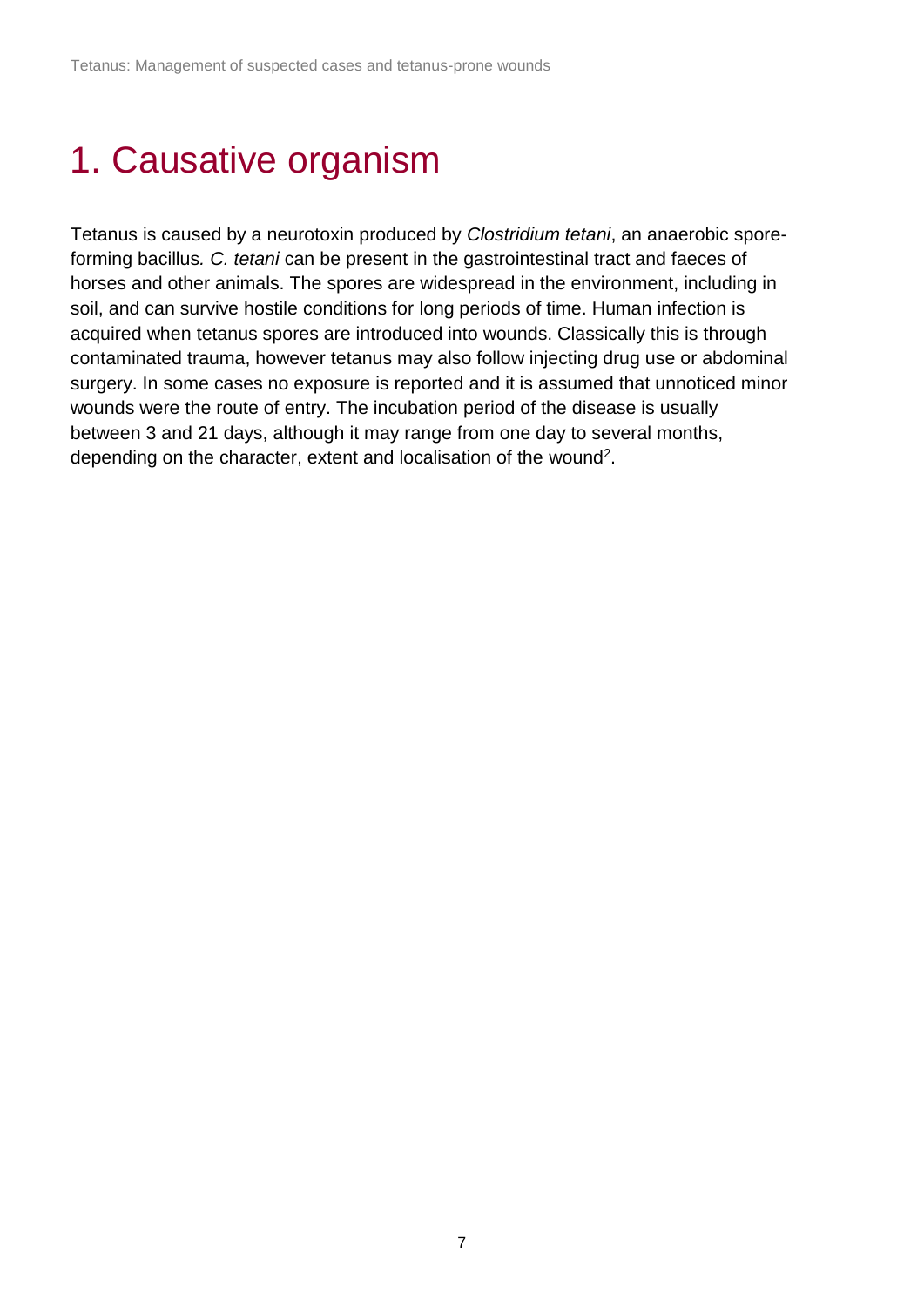# 1. Causative organism

Tetanus is caused by a neurotoxin produced by *Clostridium tetani*, an anaerobic spore-forming bacillus*.* *C. tetani* can be present in the gastrointestinal tract and faeces of horses and other animals. The spores are widespread in the environment, including in soil, and can survive hostile conditions for long periods of time. Human infection is acquired when tetanus spores are introduced into wounds. Classically this is through contaminated trauma, however tetanus may also follow injecting drug use or abdominal surgery. In some cases no exposure is reported and it is assumed that unnoticed minor wounds were the route of entry. The incubation period of the disease is usually between 3 and 21 days, although it may range from one day to several months, depending on the character, extent and localisation of the wound[2].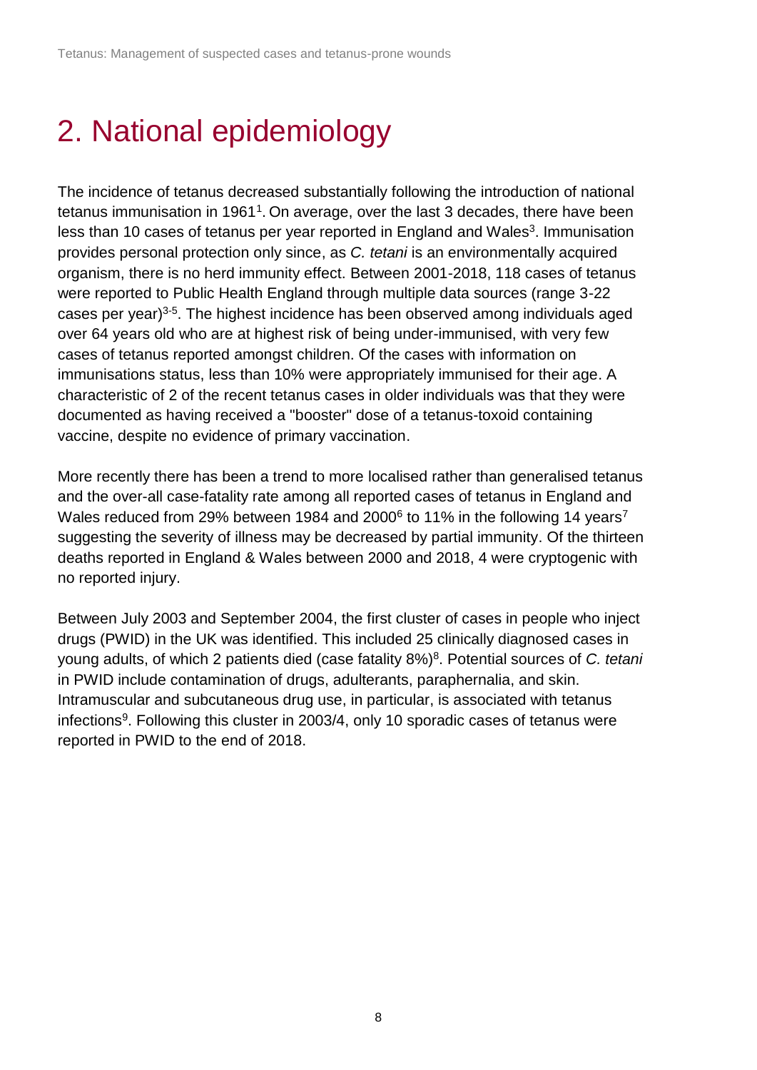# 2. National epidemiology

The incidence of tetanus decreased substantially following the introduction of national tetanus immunisation in 1961[1]. On average, over the last 3 decades, there have been less than 10 cases of tetanus per year reported in England and Wales[3]. Immunisation provides personal protection only since, as *C. tetani* is an environmentally acquired organism, there is no herd immunity effect. Between 2001-2018, 118 cases of tetanus were reported to Public Health England through multiple data sources (range 3-22 cases per year)[3-5]. The highest incidence has been observed among individuals aged over 64 years old who are at highest risk of being under-immunised, with very few cases of tetanus reported amongst children. Of the cases with information on immunisations status, less than 10% were appropriately immunised for their age. A characteristic of 2 of the recent tetanus cases in older individuals was that they were documented as having received a "booster" dose of a tetanus-toxoid containing vaccine, despite no evidence of primary vaccination.

More recently there has been a trend to more localised rather than generalised tetanus and the over-all case-fatality rate among all reported cases of tetanus in England and Wales reduced from 29% between 1984 and 2000[6] to 11% in the following 14 years[7] suggesting the severity of illness may be decreased by partial immunity. Of the thirteen deaths reported in England & Wales between 2000 and 2018, 4 were cryptogenic with no reported injury.

Between July 2003 and September 2004, the first cluster of cases in people who inject drugs (PWID) in the UK was identified. This included 25 clinically diagnosed cases in young adults, of which 2 patients died (case fatality 8%)[8]. Potential sources of *C. tetani* in PWID include contamination of drugs, adulterants, paraphernalia, and skin. Intramuscular and subcutaneous drug use, in particular, is associated with tetanus infections[9]. Following this cluster in 2003/4, only 10 sporadic cases of tetanus were reported in PWID to the end of 2018.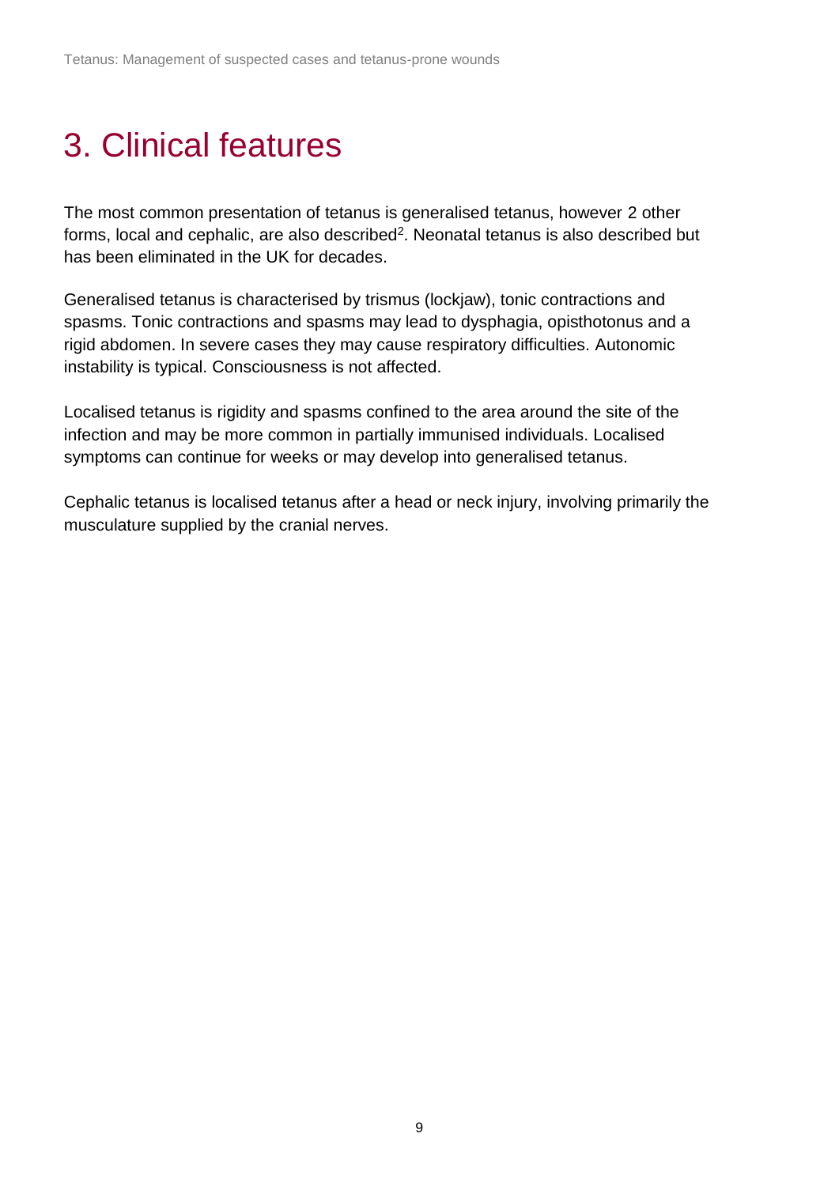# 3. Clinical features

The most common presentation of tetanus is generalised tetanus, however 2 other forms, local and cephalic, are also described[2]. Neonatal tetanus is also described but has been eliminated in the UK for decades.

Generalised tetanus is characterised by trismus (lockjaw), tonic contractions and spasms. Tonic contractions and spasms may lead to dysphagia, opisthotonus and a rigid abdomen. In severe cases they may cause respiratory difficulties. Autonomic instability is typical. Consciousness is not affected.

Localised tetanus is rigidity and spasms confined to the area around the site of the infection and may be more common in partially immunised individuals. Localised symptoms can continue for weeks or may develop into generalised tetanus.

Cephalic tetanus is localised tetanus after a head or neck injury, involving primarily the musculature supplied by the cranial nerves.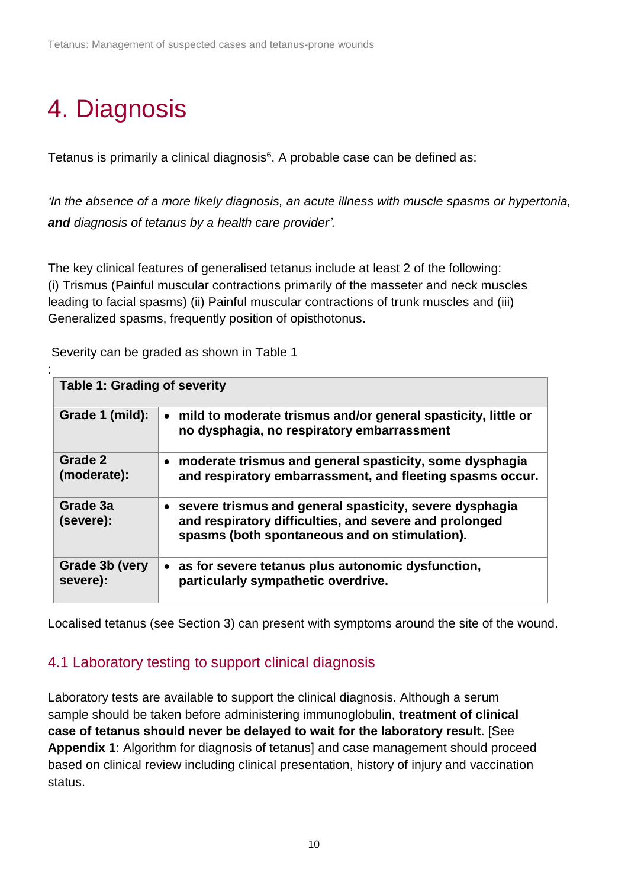# 4. Diagnosis

Tetanus is primarily a clinical diagnosis[6]. A probable case can be defined as:

*'In the absence of a more likely diagnosis, an acute illness with muscle spasms or hypertonia,* ***and*** *diagnosis of tetanus by a health care provider'.*

The key clinical features of generalised tetanus include at least 2 of the following: (i) Trismus (Painful muscular contractions primarily of the masseter and neck muscles leading to facial spasms) (ii) Painful muscular contractions of trunk muscles and (iii) Generalized spasms, frequently position of opisthotonus.

Severity can be graded as shown in Table 1

:

| **Table 1: Grading of severity** | |
|---|---|
| **Grade 1 (mild):** | • **mild to moderate trismus and/or general spasticity, little or no dysphagia, no respiratory embarrassment** |
| **Grade 2 (moderate):** | • **moderate trismus and general spasticity, some dysphagia and respiratory embarrassment, and fleeting spasms occur.** |
| **Grade 3a (severe):** | • **severe trismus and general spasticity, severe dysphagia and respiratory difficulties, and severe and prolonged spasms (both spontaneous and on stimulation).** |
| **Grade 3b (very severe):** | • **as for severe tetanus plus autonomic dysfunction, particularly sympathetic overdrive.** |

Localised tetanus (see Section 3) can present with symptoms around the site of the wound.

## 4.1 Laboratory testing to support clinical diagnosis

Laboratory tests are available to support the clinical diagnosis. Although a serum sample should be taken before administering immunoglobulin, **treatment of clinical case of tetanus should never be delayed to wait for the laboratory result**. [See **Appendix 1**: Algorithm for diagnosis of tetanus] and case management should proceed based on clinical review including clinical presentation, history of injury and vaccination status.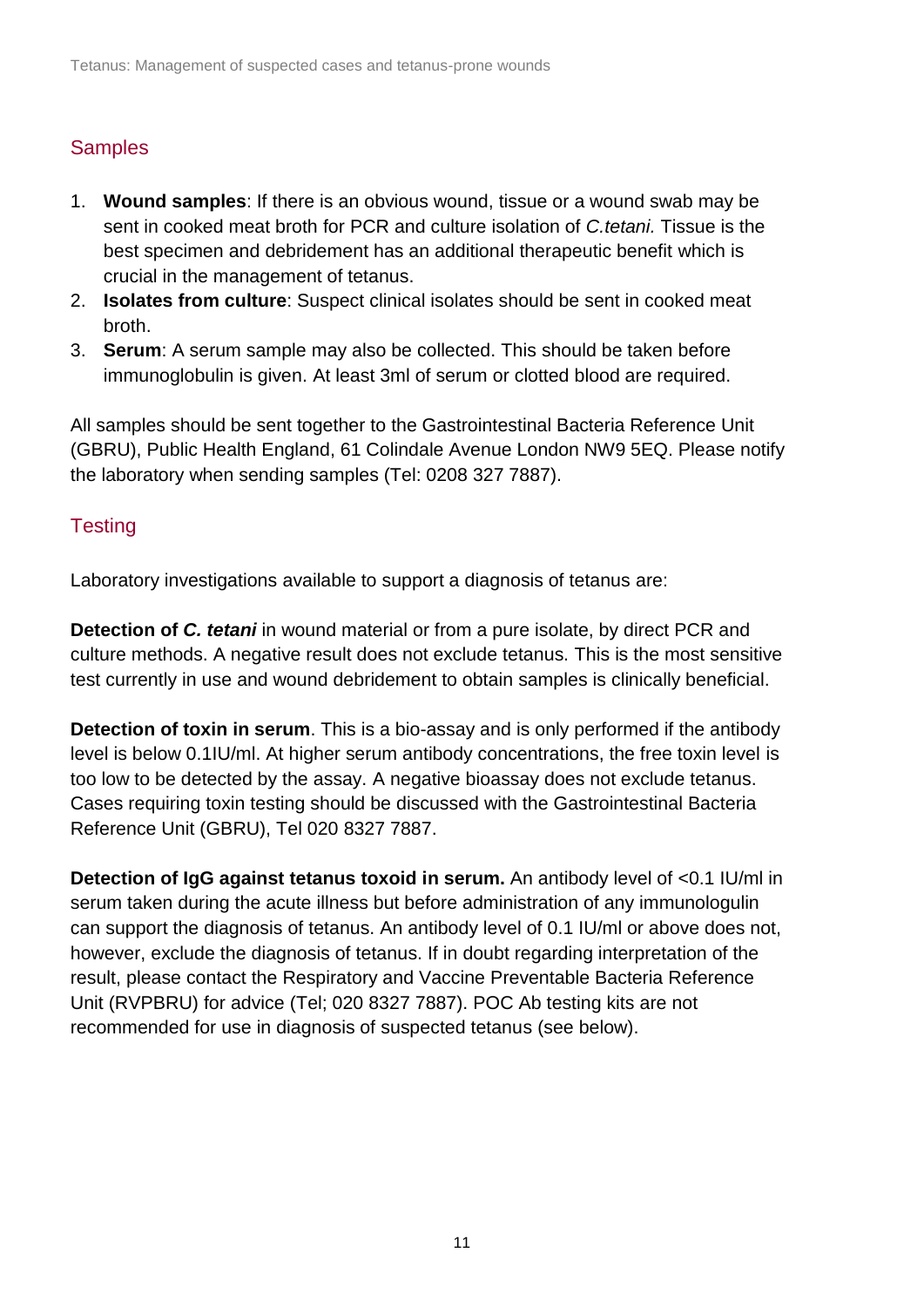## Samples

1. **Wound samples**: If there is an obvious wound, tissue or a wound swab may be sent in cooked meat broth for PCR and culture isolation of *C.tetani.* Tissue is the best specimen and debridement has an additional therapeutic benefit which is crucial in the management of tetanus.
2. **Isolates from culture**: Suspect clinical isolates should be sent in cooked meat broth.
3. **Serum**: A serum sample may also be collected. This should be taken before immunoglobulin is given. At least 3ml of serum or clotted blood are required.

All samples should be sent together to the Gastrointestinal Bacteria Reference Unit (GBRU), Public Health England, 61 Colindale Avenue London NW9 5EQ. Please notify the laboratory when sending samples (Tel: 0208 327 7887).

## Testing

Laboratory investigations available to support a diagnosis of tetanus are:

**Detection of *C. tetani*** in wound material or from a pure isolate, by direct PCR and culture methods. A negative result does not exclude tetanus. This is the most sensitive test currently in use and wound debridement to obtain samples is clinically beneficial.

**Detection of toxin in serum**. This is a bio-assay and is only performed if the antibody level is below 0.1IU/ml. At higher serum antibody concentrations, the free toxin level is too low to be detected by the assay. A negative bioassay does not exclude tetanus. Cases requiring toxin testing should be discussed with the Gastrointestinal Bacteria Reference Unit (GBRU), Tel 020 8327 7887.

**Detection of IgG against tetanus toxoid in serum.** An antibody level of <0.1 IU/ml in serum taken during the acute illness but before administration of any immunologulin can support the diagnosis of tetanus. An antibody level of 0.1 IU/ml or above does not, however, exclude the diagnosis of tetanus. If in doubt regarding interpretation of the result, please contact the Respiratory and Vaccine Preventable Bacteria Reference Unit (RVPBRU) for advice (Tel; 020 8327 7887). POC Ab testing kits are not recommended for use in diagnosis of suspected tetanus (see below).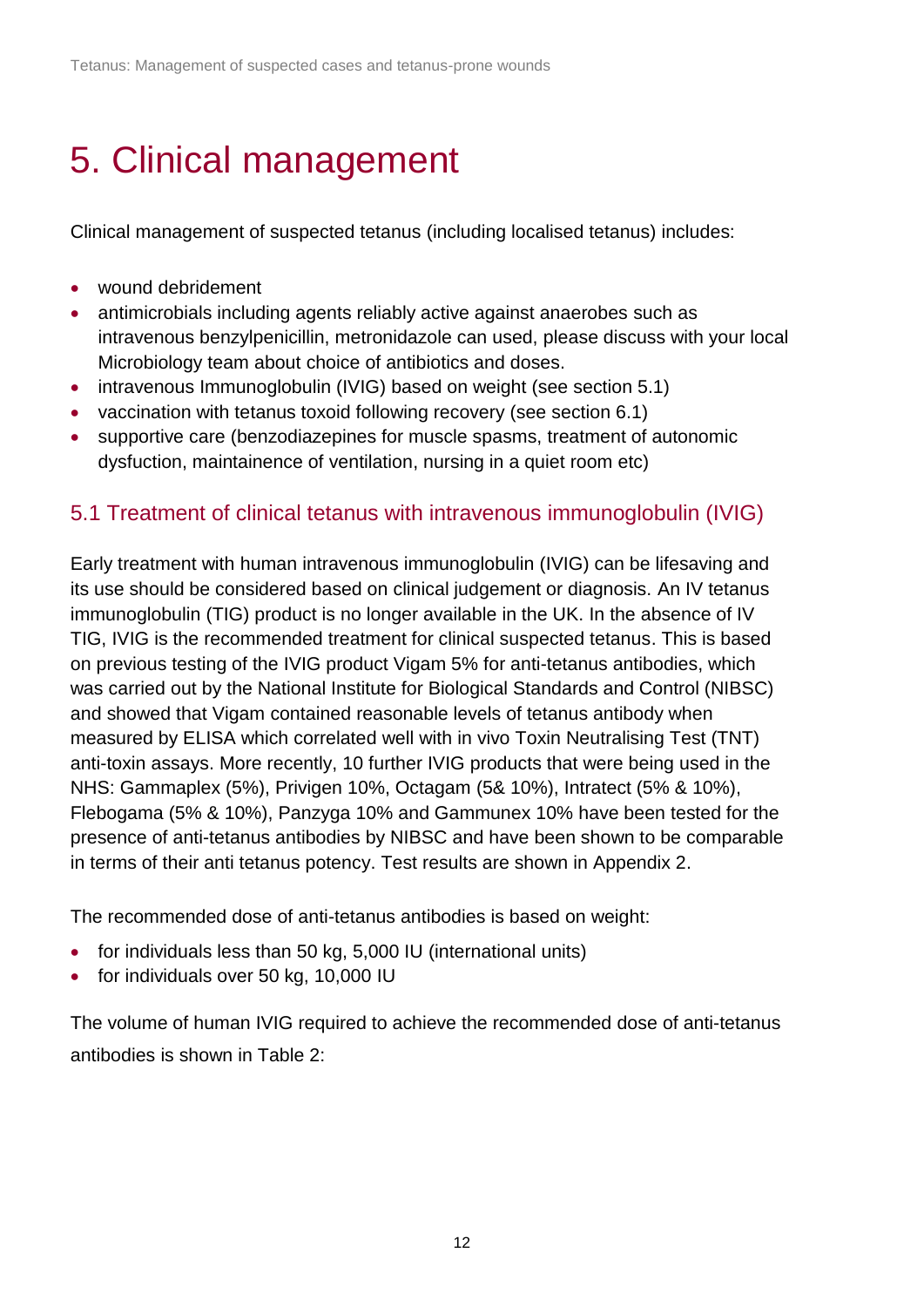# 5. Clinical management

Clinical management of suspected tetanus (including localised tetanus) includes:

- wound debridement
- antimicrobials including agents reliably active against anaerobes such as intravenous benzylpenicillin, metronidazole can used, please discuss with your local Microbiology team about choice of antibiotics and doses.
- intravenous Immunoglobulin (IVIG) based on weight (see section 5.1)
- vaccination with tetanus toxoid following recovery (see section 6.1)
- supportive care (benzodiazepines for muscle spasms, treatment of autonomic dysfuction, maintainence of ventilation, nursing in a quiet room etc)

## 5.1 Treatment of clinical tetanus with intravenous immunoglobulin (IVIG)

Early treatment with human intravenous immunoglobulin (IVIG) can be lifesaving and its use should be considered based on clinical judgement or diagnosis. An IV tetanus immunoglobulin (TIG) product is no longer available in the UK. In the absence of IV TIG, IVIG is the recommended treatment for clinical suspected tetanus. This is based on previous testing of the IVIG product Vigam 5% for anti-tetanus antibodies, which was carried out by the National Institute for Biological Standards and Control (NIBSC) and showed that Vigam contained reasonable levels of tetanus antibody when measured by ELISA which correlated well with in vivo Toxin Neutralising Test (TNT) anti-toxin assays. More recently, 10 further IVIG products that were being used in the NHS: Gammaplex (5%), Privigen 10%, Octagam (5& 10%), Intratect (5% & 10%), Flebogama (5% & 10%), Panzyga 10% and Gammunex 10% have been tested for the presence of anti-tetanus antibodies by NIBSC and have been shown to be comparable in terms of their anti tetanus potency. Test results are shown in Appendix 2.

The recommended dose of anti-tetanus antibodies is based on weight:

- for individuals less than 50 kg, 5,000 IU (international units)
- for individuals over 50 kg, 10,000 IU

The volume of human IVIG required to achieve the recommended dose of anti-tetanus antibodies is shown in Table 2: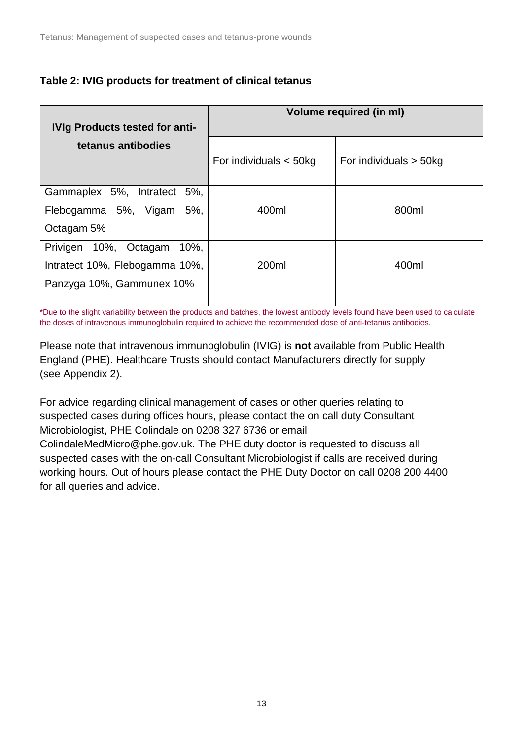**Table 2: IVIG products for treatment of clinical tetanus**

| IVIg Products tested for anti-tetanus antibodies | Volume required (in ml) | |
|---|---|---|
| | For individuals < 50kg | For individuals > 50kg |
| Gammaplex 5%, Intratect 5%, Flebogamma 5%, Vigam 5%, Octagam 5% | 400ml | 800ml |
| Privigen 10%, Octagam 10%, Intratect 10%, Flebogamma 10%, Panzyga 10%, Gammunex 10% | 200ml | 400ml |

*Due to the slight variability between the products and batches, the lowest antibody levels found have been used to calculate the doses of intravenous immunoglobulin required to achieve the recommended dose of anti-tetanus antibodies.

Please note that intravenous immunoglobulin (IVIG) is **not** available from Public Health England (PHE). Healthcare Trusts should contact Manufacturers directly for supply (see Appendix 2).

For advice regarding clinical management of cases or other queries relating to suspected cases during offices hours, please contact the on call duty Consultant Microbiologist, PHE Colindale on 0208 327 6736 or email ColindaleMedMicro@phe.gov.uk. The PHE duty doctor is requested to discuss all suspected cases with the on-call Consultant Microbiologist if calls are received during working hours. Out of hours please contact the PHE Duty Doctor on call 0208 200 4400 for all queries and advice.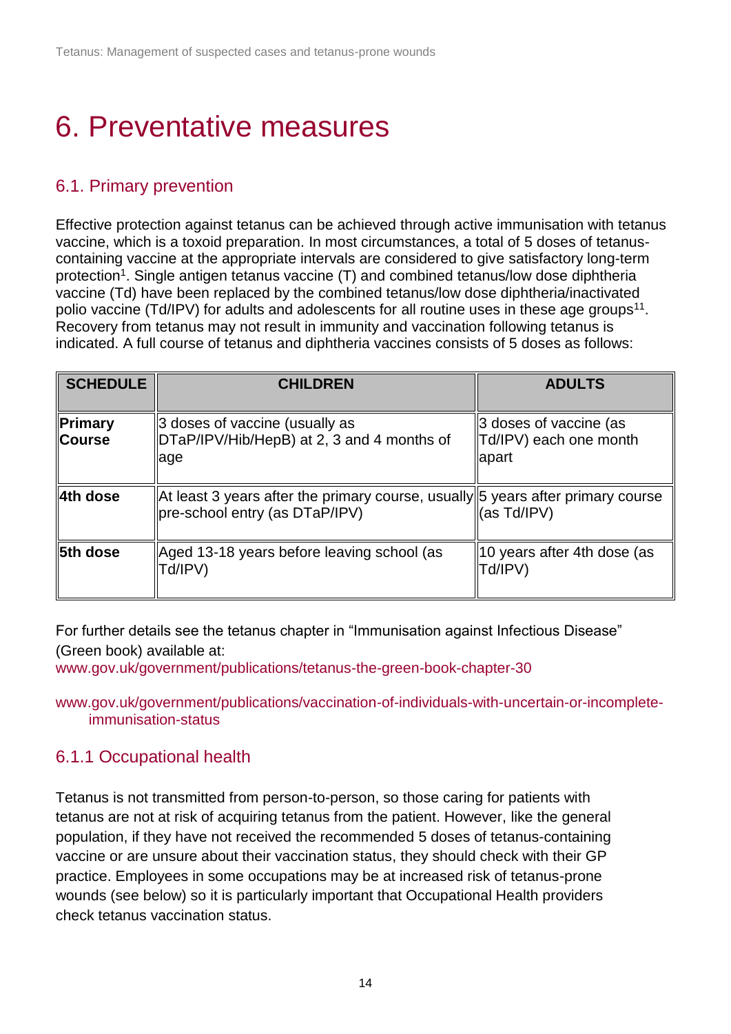# 6. Preventative measures

## 6.1. Primary prevention

Effective protection against tetanus can be achieved through active immunisation with tetanus vaccine, which is a toxoid preparation. In most circumstances, a total of 5 doses of tetanus-containing vaccine at the appropriate intervals are considered to give satisfactory long-term protection[1]. Single antigen tetanus vaccine (T) and combined tetanus/low dose diphtheria vaccine (Td) have been replaced by the combined tetanus/low dose diphtheria/inactivated polio vaccine (Td/IPV) for adults and adolescents for all routine uses in these age groups[11]. Recovery from tetanus may not result in immunity and vaccination following tetanus is indicated. A full course of tetanus and diphtheria vaccines consists of 5 doses as follows:

| SCHEDULE | CHILDREN | ADULTS |
|---|---|---|
| **Primary Course** | 3 doses of vaccine (usually as DTaP/IPV/Hib/HepB) at 2, 3 and 4 months of age | 3 doses of vaccine (as Td/IPV) each one month apart |
| **4th dose** | At least 3 years after the primary course, usually pre-school entry (as DTaP/IPV) | 5 years after primary course (as Td/IPV) |
| **5th dose** | Aged 13-18 years before leaving school (as Td/IPV) | 10 years after 4th dose (as Td/IPV) |

For further details see the tetanus chapter in “Immunisation against Infectious Disease” (Green book) available at:
www.gov.uk/government/publications/tetanus-the-green-book-chapter-30

www.gov.uk/government/publications/vaccination-of-individuals-with-uncertain-or-incomplete-immunisation-status

### 6.1.1 Occupational health

Tetanus is not transmitted from person-to-person, so those caring for patients with tetanus are not at risk of acquiring tetanus from the patient. However, like the general population, if they have not received the recommended 5 doses of tetanus-containing vaccine or are unsure about their vaccination status, they should check with their GP practice. Employees in some occupations may be at increased risk of tetanus-prone wounds (see below) so it is particularly important that Occupational Health providers check tetanus vaccination status.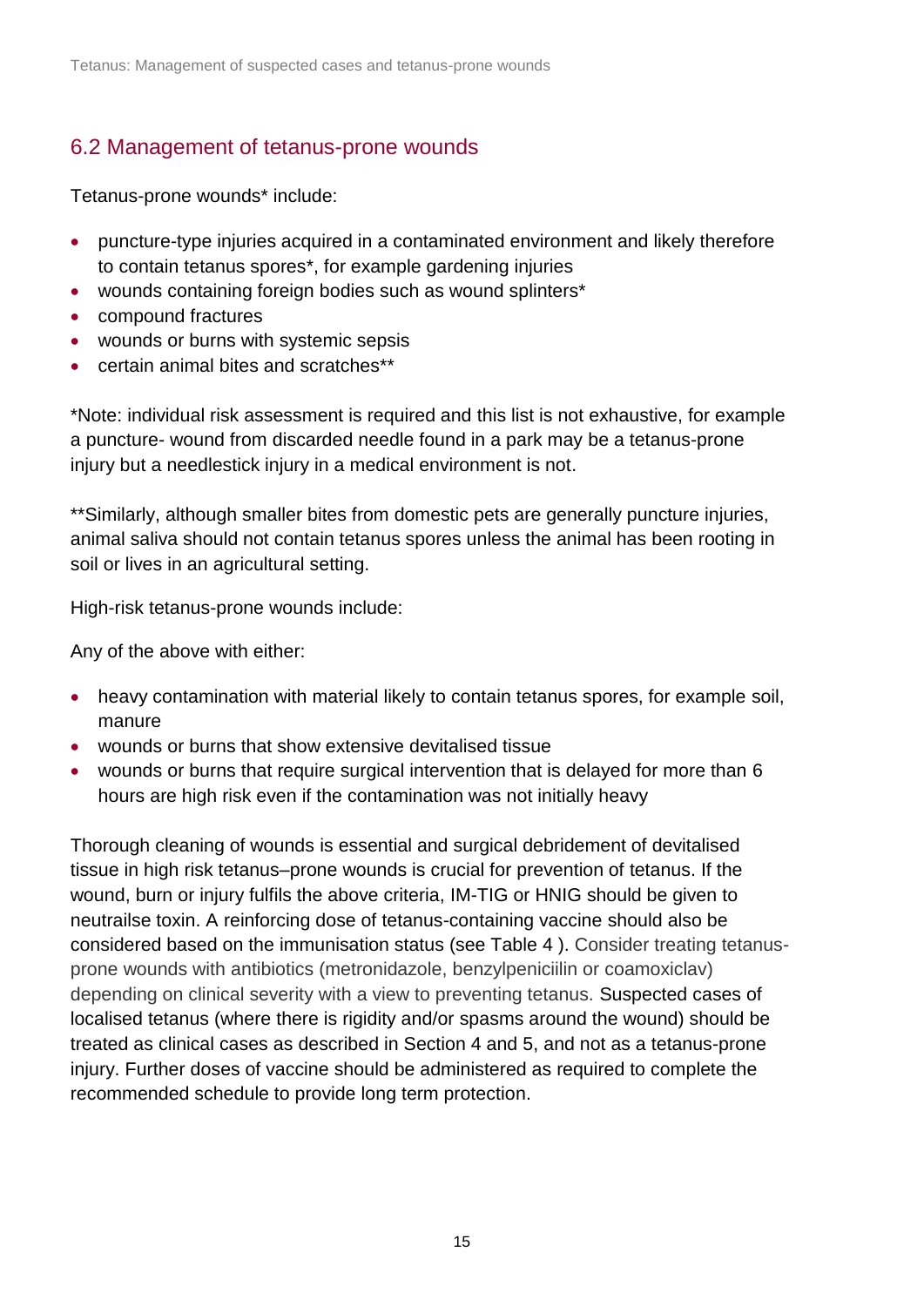## 6.2 Management of tetanus-prone wounds

Tetanus-prone wounds* include:

- puncture-type injuries acquired in a contaminated environment and likely therefore to contain tetanus spores*, for example gardening injuries
- wounds containing foreign bodies such as wound splinters*
- compound fractures
- wounds or burns with systemic sepsis
- certain animal bites and scratches**

*Note: individual risk assessment is required and this list is not exhaustive, for example a puncture- wound from discarded needle found in a park may be a tetanus-prone injury but a needlestick injury in a medical environment is not.

**Similarly, although smaller bites from domestic pets are generally puncture injuries, animal saliva should not contain tetanus spores unless the animal has been rooting in soil or lives in an agricultural setting.

High-risk tetanus-prone wounds include:

Any of the above with either:

- heavy contamination with material likely to contain tetanus spores, for example soil, manure
- wounds or burns that show extensive devitalised tissue
- wounds or burns that require surgical intervention that is delayed for more than 6 hours are high risk even if the contamination was not initially heavy

Thorough cleaning of wounds is essential and surgical debridement of devitalised tissue in high risk tetanus–prone wounds is crucial for prevention of tetanus. If the wound, burn or injury fulfils the above criteria, IM-TIG or HNIG should be given to neutrailse toxin. A reinforcing dose of tetanus-containing vaccine should also be considered based on the immunisation status (see Table 4 ). Consider treating tetanus-prone wounds with antibiotics (metronidazole, benzylpeniciilin or coamoxiclav) depending on clinical severity with a view to preventing tetanus. Suspected cases of localised tetanus (where there is rigidity and/or spasms around the wound) should be treated as clinical cases as described in Section 4 and 5, and not as a tetanus-prone injury. Further doses of vaccine should be administered as required to complete the recommended schedule to provide long term protection.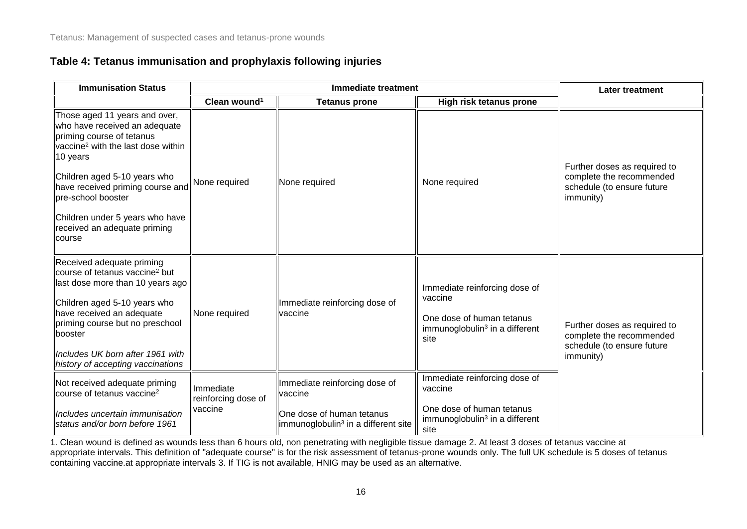### Table 4: Tetanus immunisation and prophylaxis following injuries

| Immunisation Status | Immediate treatment | | | Later treatment |
|---|---|---|---|---|
| | Clean wound[1] | Tetanus prone | High risk tetanus prone | |
| Those aged 11 years and over, who have received an adequate priming course of tetanus vaccine[2] with the last dose within 10 years<br><br>Children aged 5-10 years who have received priming course and pre-school booster<br><br>Children under 5 years who have received an adequate priming course | None required | None required | None required | Further doses as required to complete the recommended schedule (to ensure future immunity) |
| Received adequate priming course of tetanus vaccine[2] but last dose more than 10 years ago<br><br>Children aged 5-10 years who have received an adequate priming course but no preschool booster<br><br>*Includes UK born after 1961 with history of accepting vaccinations* | None required | Immediate reinforcing dose of vaccine | Immediate reinforcing dose of vaccine<br><br>One dose of human tetanus immunoglobulin[3] in a different site | Further doses as required to complete the recommended schedule (to ensure future immunity) |
| Not received adequate priming course of tetanus vaccine[2]<br><br>*Includes uncertain immunisation status and/or born before 1961* | Immediate reinforcing dose of vaccine | Immediate reinforcing dose of vaccine<br><br>One dose of human tetanus immunoglobulin[3] in a different site | Immediate reinforcing dose of vaccine<br><br>One dose of human tetanus immunoglobulin[3] in a different site | |

1. Clean wound is defined as wounds less than 6 hours old, non penetrating with negligible tissue damage 2. At least 3 doses of tetanus vaccine at appropriate intervals. This definition of "adequate course" is for the risk assessment of tetanus-prone wounds only. The full UK schedule is 5 doses of tetanus containing vaccine.at appropriate intervals 3. If TIG is not available, HNIG may be used as an alternative.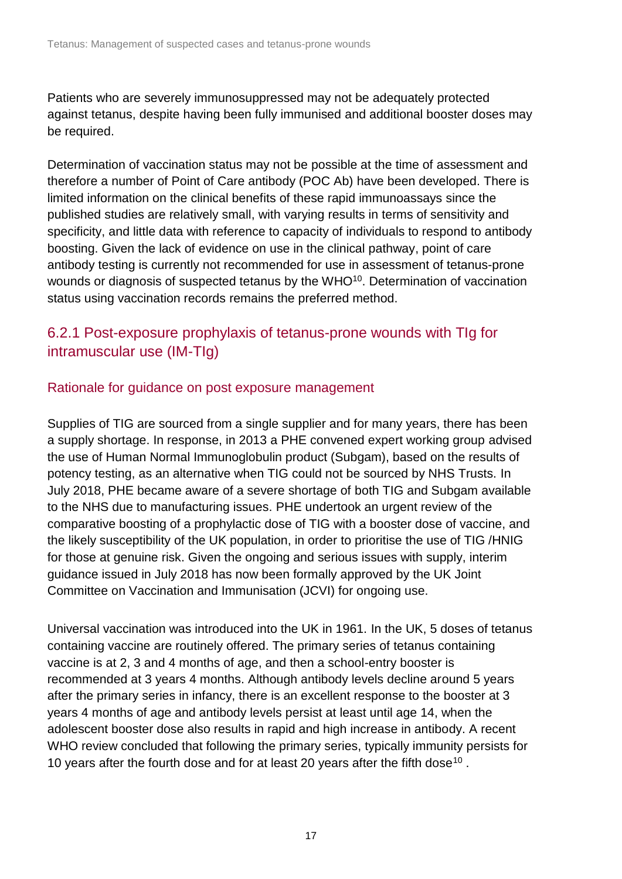Patients who are severely immunosuppressed may not be adequately protected against tetanus, despite having been fully immunised and additional booster doses may be required.

Determination of vaccination status may not be possible at the time of assessment and therefore a number of Point of Care antibody (POC Ab) have been developed. There is limited information on the clinical benefits of these rapid immunoassays since the published studies are relatively small, with varying results in terms of sensitivity and specificity, and little data with reference to capacity of individuals to respond to antibody boosting. Given the lack of evidence on use in the clinical pathway, point of care antibody testing is currently not recommended for use in assessment of tetanus-prone wounds or diagnosis of suspected tetanus by the WHO[10]. Determination of vaccination status using vaccination records remains the preferred method.

### 6.2.1 Post-exposure prophylaxis of tetanus-prone wounds with TIg for intramuscular use (IM-TIg)

#### Rationale for guidance on post exposure management

Supplies of TIG are sourced from a single supplier and for many years, there has been a supply shortage. In response, in 2013 a PHE convened expert working group advised the use of Human Normal Immunoglobulin product (Subgam), based on the results of potency testing, as an alternative when TIG could not be sourced by NHS Trusts. In July 2018, PHE became aware of a severe shortage of both TIG and Subgam available to the NHS due to manufacturing issues. PHE undertook an urgent review of the comparative boosting of a prophylactic dose of TIG with a booster dose of vaccine, and the likely susceptibility of the UK population, in order to prioritise the use of TIG /HNIG for those at genuine risk. Given the ongoing and serious issues with supply, interim guidance issued in July 2018 has now been formally approved by the UK Joint Committee on Vaccination and Immunisation (JCVI) for ongoing use.

Universal vaccination was introduced into the UK in 1961. In the UK, 5 doses of tetanus containing vaccine are routinely offered. The primary series of tetanus containing vaccine is at 2, 3 and 4 months of age, and then a school-entry booster is recommended at 3 years 4 months. Although antibody levels decline around 5 years after the primary series in infancy, there is an excellent response to the booster at 3 years 4 months of age and antibody levels persist at least until age 14, when the adolescent booster dose also results in rapid and high increase in antibody. A recent WHO review concluded that following the primary series, typically immunity persists for 10 years after the fourth dose and for at least 20 years after the fifth dose[10] .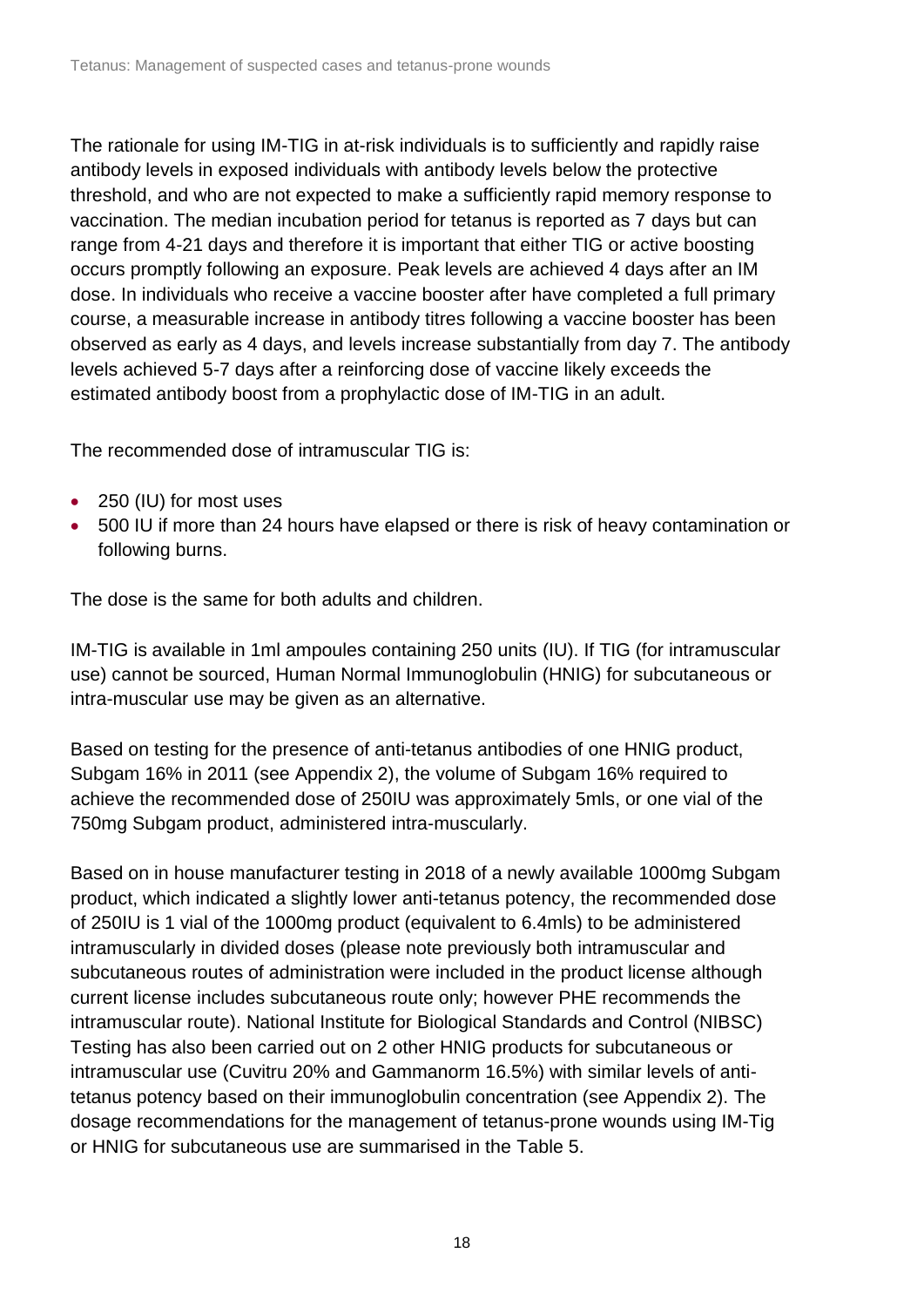The rationale for using IM-TIG in at-risk individuals is to sufficiently and rapidly raise antibody levels in exposed individuals with antibody levels below the protective threshold, and who are not expected to make a sufficiently rapid memory response to vaccination. The median incubation period for tetanus is reported as 7 days but can range from 4-21 days and therefore it is important that either TIG or active boosting occurs promptly following an exposure. Peak levels are achieved 4 days after an IM dose. In individuals who receive a vaccine booster after have completed a full primary course, a measurable increase in antibody titres following a vaccine booster has been observed as early as 4 days, and levels increase substantially from day 7. The antibody levels achieved 5-7 days after a reinforcing dose of vaccine likely exceeds the estimated antibody boost from a prophylactic dose of IM-TIG in an adult.

The recommended dose of intramuscular TIG is:

- 250 (IU) for most uses
- 500 IU if more than 24 hours have elapsed or there is risk of heavy contamination or following burns.

The dose is the same for both adults and children.

IM-TIG is available in 1ml ampoules containing 250 units (IU). If TIG (for intramuscular use) cannot be sourced, Human Normal Immunoglobulin (HNIG) for subcutaneous or intra-muscular use may be given as an alternative.

Based on testing for the presence of anti-tetanus antibodies of one HNIG product, Subgam 16% in 2011 (see Appendix 2), the volume of Subgam 16% required to achieve the recommended dose of 250IU was approximately 5mls, or one vial of the 750mg Subgam product, administered intra-muscularly.

Based on in house manufacturer testing in 2018 of a newly available 1000mg Subgam product, which indicated a slightly lower anti-tetanus potency, the recommended dose of 250IU is 1 vial of the 1000mg product (equivalent to 6.4mls) to be administered intramuscularly in divided doses (please note previously both intramuscular and subcutaneous routes of administration were included in the product license although current license includes subcutaneous route only; however PHE recommends the intramuscular route). National Institute for Biological Standards and Control (NIBSC) Testing has also been carried out on 2 other HNIG products for subcutaneous or intramuscular use (Cuvitru 20% and Gammanorm 16.5%) with similar levels of anti-tetanus potency based on their immunoglobulin concentration (see Appendix 2). The dosage recommendations for the management of tetanus-prone wounds using IM-Tig or HNIG for subcutaneous use are summarised in the Table 5.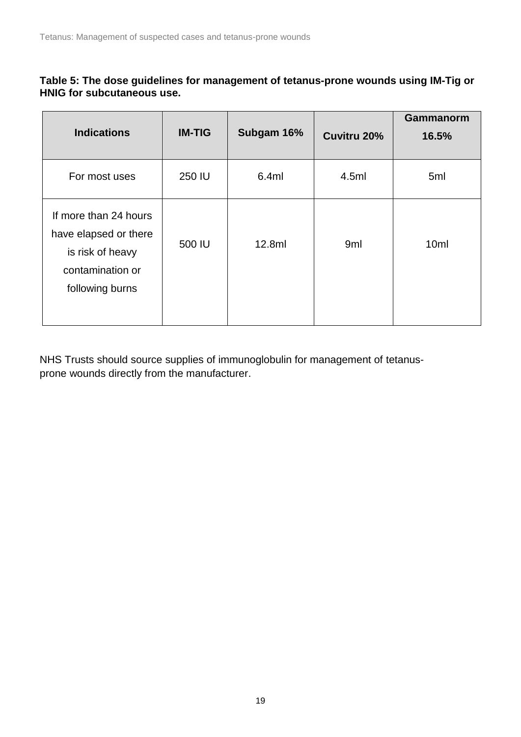**Table 5: The dose guidelines for management of tetanus-prone wounds using IM-Tig or HNIG for subcutaneous use.**

| Indications | IM-TIG | Subgam 16% | Cuvitru 20% | Gammanorm 16.5% |
|---|---|---|---|---|
| For most uses | 250 IU | 6.4ml | 4.5ml | 5ml |
| If more than 24 hours have elapsed or there is risk of heavy contamination or following burns | 500 IU | 12.8ml | 9ml | 10ml |

NHS Trusts should source supplies of immunoglobulin for management of tetanus-prone wounds directly from the manufacturer.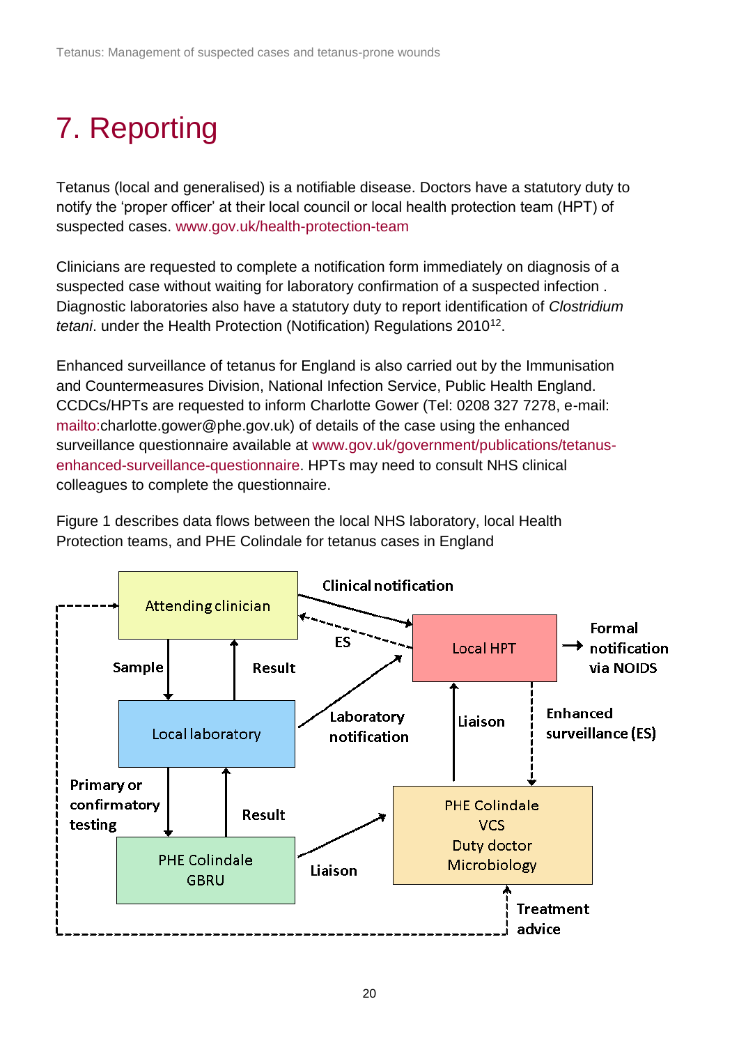# 7. Reporting

Tetanus (local and generalised) is a notifiable disease. Doctors have a statutory duty to notify the 'proper officer' at their local council or local health protection team (HPT) of suspected cases. www.gov.uk/health-protection-team

Clinicians are requested to complete a notification form immediately on diagnosis of a suspected case without waiting for laboratory confirmation of a suspected infection . Diagnostic laboratories also have a statutory duty to report identification of *Clostridium tetani*. under the Health Protection (Notification) Regulations 2010[12].

Enhanced surveillance of tetanus for England is also carried out by the Immunisation and Countermeasures Division, National Infection Service, Public Health England. CCDCs/HPTs are requested to inform Charlotte Gower (Tel: 0208 327 7278, e-mail: mailto:charlotte.gower@phe.gov.uk) of details of the case using the enhanced surveillance questionnaire available at www.gov.uk/government/publications/tetanus-enhanced-surveillance-questionnaire. HPTs may need to consult NHS clinical colleagues to complete the questionnaire.

Figure 1 describes data flows between the local NHS laboratory, local Health Protection teams, and PHE Colindale for tetanus cases in England

Attending clinician

Clinical notification

ES

Local HPT

Formal notification via NOIDS

Sample

Result

Local laboratory

Laboratory notification

Liaison

Enhanced surveillance (ES)

Primary or confirmatory testing

Result

PHE Colindale GBRU

Liaison

PHE Colindale VCS Duty doctor Microbiology

Treatment advice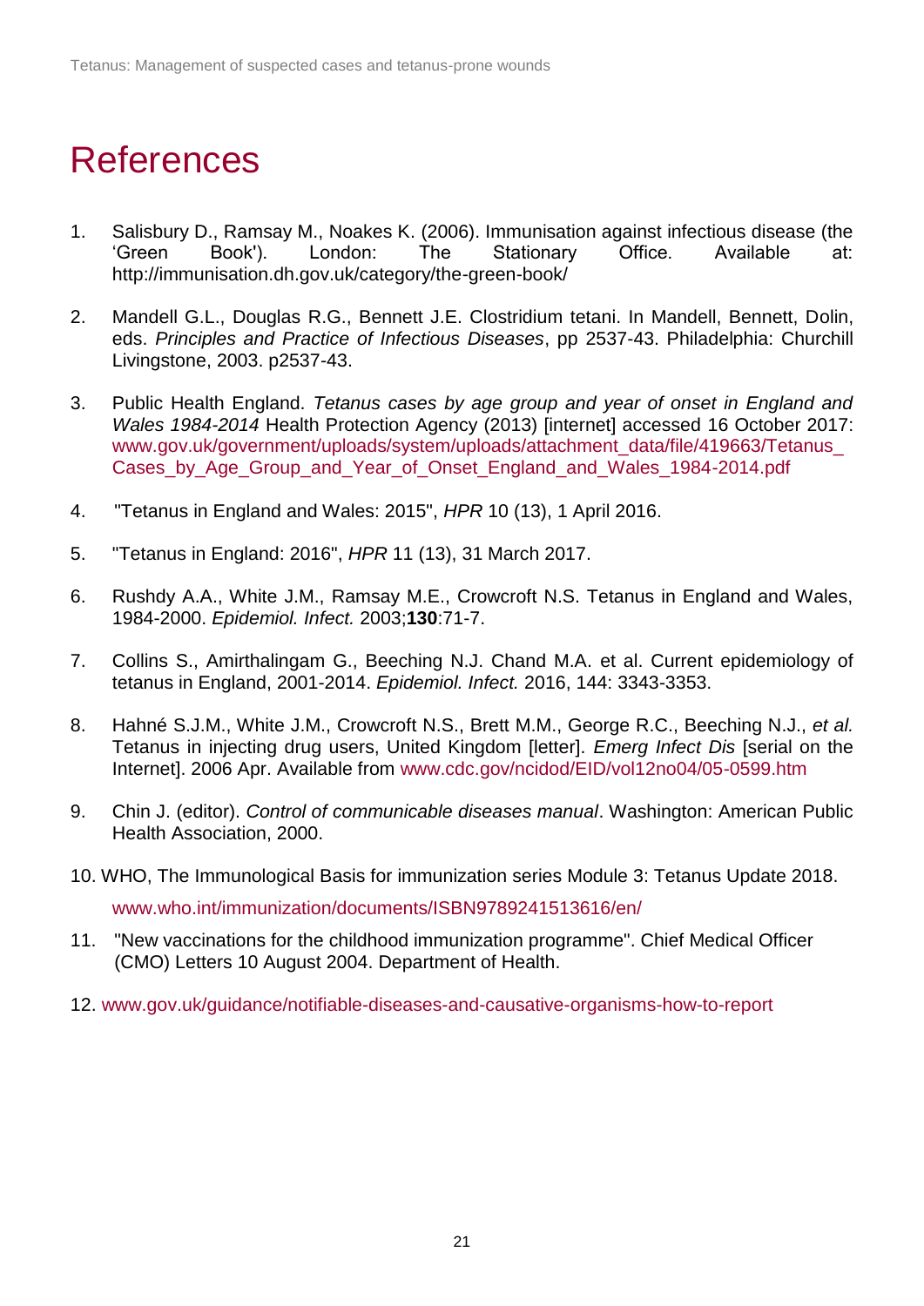# References

1. Salisbury D., Ramsay M., Noakes K. (2006). Immunisation against infectious disease (the 'Green Book'). London: The Stationary Office. Available at: http://immunisation.dh.gov.uk/category/the-green-book/

2. Mandell G.L., Douglas R.G., Bennett J.E. Clostridium tetani. In Mandell, Bennett, Dolin, eds. *Principles and Practice of Infectious Diseases*, pp 2537-43. Philadelphia: Churchill Livingstone, 2003. p2537-43.

3. Public Health England. *Tetanus cases by age group and year of onset in England and Wales 1984-2014* Health Protection Agency (2013) [internet] accessed 16 October 2017: www.gov.uk/government/uploads/system/uploads/attachment_data/file/419663/Tetanus_Cases_by_Age_Group_and_Year_of_Onset_England_and_Wales_1984-2014.pdf

4. "Tetanus in England and Wales: 2015", *HPR* 10 (13), 1 April 2016.

5. "Tetanus in England: 2016", *HPR* 11 (13), 31 March 2017.

6. Rushdy A.A., White J.M., Ramsay M.E., Crowcroft N.S. Tetanus in England and Wales, 1984-2000. *Epidemiol. Infect.* 2003;**130**:71-7.

7. Collins S., Amirthalingam G., Beeching N.J. Chand M.A. et al. Current epidemiology of tetanus in England, 2001-2014. *Epidemiol. Infect.* 2016, 144: 3343-3353.

8. Hahné S.J.M., White J.M., Crowcroft N.S., Brett M.M., George R.C., Beeching N.J., *et al.* Tetanus in injecting drug users, United Kingdom [letter]. *Emerg Infect Dis* [serial on the Internet]. 2006 Apr. Available from www.cdc.gov/ncidod/EID/vol12no04/05-0599.htm

9. Chin J. (editor). *Control of communicable diseases manual*. Washington: American Public Health Association, 2000.

10. WHO, The Immunological Basis for immunization series Module 3: Tetanus Update 2018.

    www.who.int/immunization/documents/ISBN9789241513616/en/

11. "New vaccinations for the childhood immunization programme". Chief Medical Officer (CMO) Letters 10 August 2004. Department of Health.

12. www.gov.uk/guidance/notifiable-diseases-and-causative-organisms-how-to-report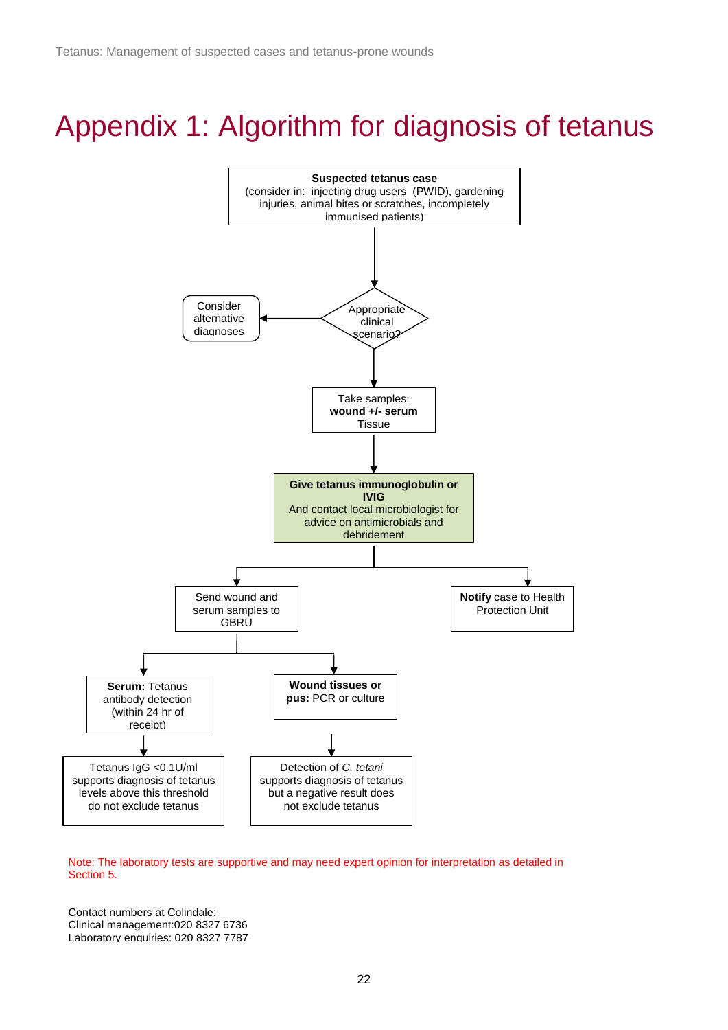# Appendix 1: Algorithm for diagnosis of tetanus

**Suspected tetanus case**
(consider in: injecting drug users (PWID), gardening injuries, animal bites or scratches, incompletely immunised patients)

↓

Appropriate clinical scenario? → (No) Consider alternative diagnoses

↓

Take samples:
**wound +/- serum**
Tissue

↓

**Give tetanus immunoglobulin or IVIG**
And contact local microbiologist for advice on antimicrobials and debridement

↓

- Send wound and serum samples to GBRU
  - **Serum:** Tetanus antibody detection (within 24 hr of receipt)
    - Tetanus IgG <0.1U/ml supports diagnosis of tetanus levels above this threshold do not exclude tetanus
  - **Wound tissues or pus:** PCR or culture
    - Detection of *C. tetani* supports diagnosis of tetanus but a negative result does not exclude tetanus
- **Notify** case to Health Protection Unit

Note: The laboratory tests are supportive and may need expert opinion for interpretation as detailed in Section 5.

Contact numbers at Colindale:
Clinical management:020 8327 6736
Laboratory enquiries: 020 8327 7787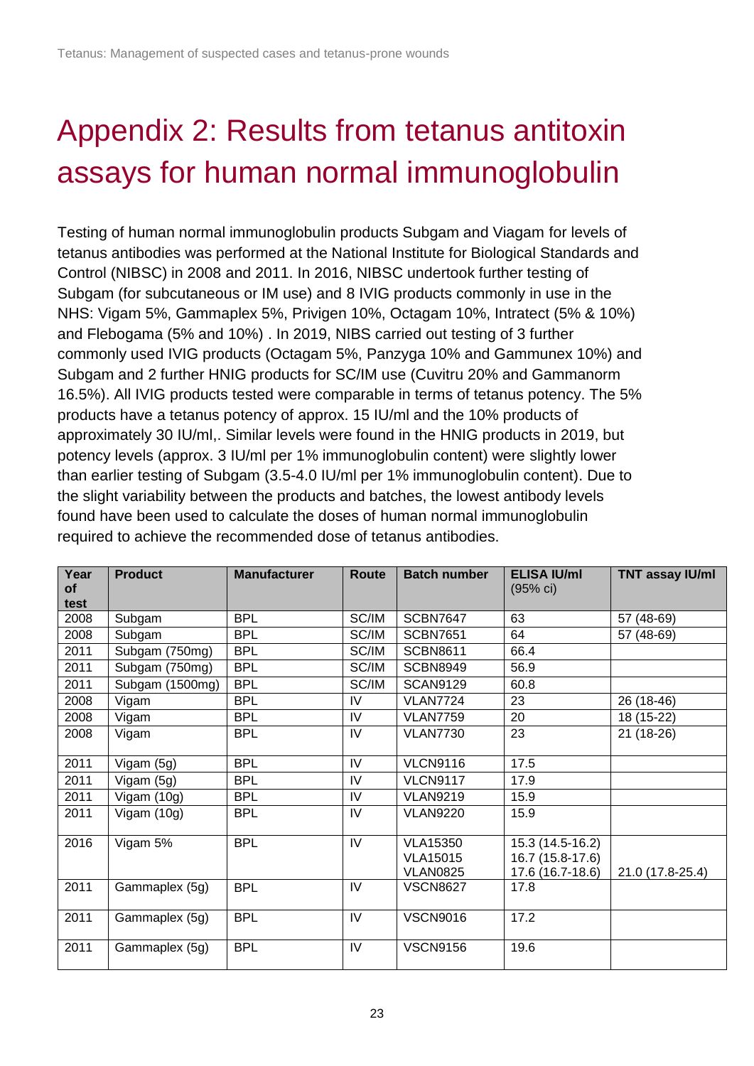# Appendix 2: Results from tetanus antitoxin assays for human normal immunoglobulin

Testing of human normal immunoglobulin products Subgam and Viagam for levels of tetanus antibodies was performed at the National Institute for Biological Standards and Control (NIBSC) in 2008 and 2011. In 2016, NIBSC undertook further testing of Subgam (for subcutaneous or IM use) and 8 IVIG products commonly in use in the NHS: Vigam 5%, Gammaplex 5%, Privigen 10%, Octagam 10%, Intratect (5% & 10%) and Flebogama (5% and 10%) . In 2019, NIBS carried out testing of 3 further commonly used IVIG products (Octagam 5%, Panzyga 10% and Gammunex 10%) and Subgam and 2 further HNIG products for SC/IM use (Cuvitru 20% and Gammanorm 16.5%). All IVIG products tested were comparable in terms of tetanus potency. The 5% products have a tetanus potency of approx. 15 IU/ml and the 10% products of approximately 30 IU/ml,. Similar levels were found in the HNIG products in 2019, but potency levels (approx. 3 IU/ml per 1% immunoglobulin content) were slightly lower than earlier testing of Subgam (3.5-4.0 IU/ml per 1% immunoglobulin content). Due to the slight variability between the products and batches, the lowest antibody levels found have been used to calculate the doses of human normal immunoglobulin required to achieve the recommended dose of tetanus antibodies.

| Year of test | Product | Manufacturer | Route | Batch number | ELISA IU/ml (95% ci) | TNT assay IU/ml |
|---|---|---|---|---|---|---|
| 2008 | Subgam | BPL | SC/IM | SCBN7647 | 63 | 57 (48-69) |
| 2008 | Subgam | BPL | SC/IM | SCBN7651 | 64 | 57 (48-69) |
| 2011 | Subgam (750mg) | BPL | SC/IM | SCBN8611 | 66.4 | |
| 2011 | Subgam (750mg) | BPL | SC/IM | SCBN8949 | 56.9 | |
| 2011 | Subgam (1500mg) | BPL | SC/IM | SCAN9129 | 60.8 | |
| 2008 | Vigam | BPL | IV | VLAN7724 | 23 | 26 (18-46) |
| 2008 | Vigam | BPL | IV | VLAN7759 | 20 | 18 (15-22) |
| 2008 | Vigam | BPL | IV | VLAN7730 | 23 | 21 (18-26) |
| 2011 | Vigam (5g) | BPL | IV | VLCN9116 | 17.5 | |
| 2011 | Vigam (5g) | BPL | IV | VLCN9117 | 17.9 | |
| 2011 | Vigam (10g) | BPL | IV | VLAN9219 | 15.9 | |
| 2011 | Vigam (10g) | BPL | IV | VLAN9220 | 15.9 | |
| 2016 | Vigam 5% | BPL | IV | VLA15350<br>VLA15015<br>VLAN0825 | 15.3 (14.5-16.2)<br>16.7 (15.8-17.6)<br>17.6 (16.7-18.6) | 21.0 (17.8-25.4) |
| 2011 | Gammaplex (5g) | BPL | IV | VSCN8627 | 17.8 | |
| 2011 | Gammaplex (5g) | BPL | IV | VSCN9016 | 17.2 | |
| 2011 | Gammaplex (5g) | BPL | IV | VSCN9156 | 19.6 | |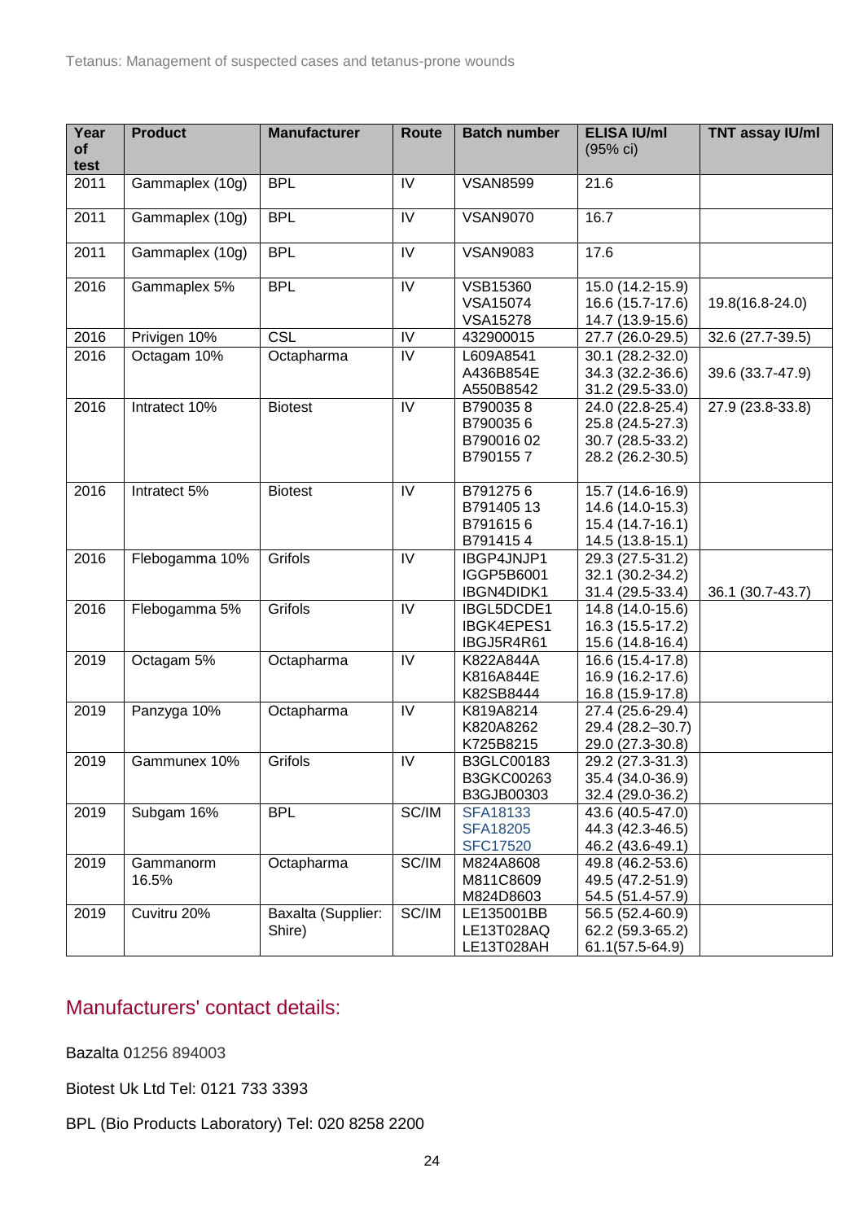| Year of test | Product | Manufacturer | Route | Batch number | ELISA IU/ml (95% ci) | TNT assay IU/ml |
|---|---|---|---|---|---|---|
| 2011 | Gammaplex (10g) | BPL | IV | VSAN8599 | 21.6 | |
| 2011 | Gammaplex (10g) | BPL | IV | VSAN9070 | 16.7 | |
| 2011 | Gammaplex (10g) | BPL | IV | VSAN9083 | 17.6 | |
| 2016 | Gammaplex 5% | BPL | IV | VSB15360<br>VSA15074<br>VSA15278 | 15.0 (14.2-15.9)<br>16.6 (15.7-17.6)<br>14.7 (13.9-15.6) | 19.8(16.8-24.0) |
| 2016 | Privigen 10% | CSL | IV | 432900015 | 27.7 (26.0-29.5) | 32.6 (27.7-39.5) |
| 2016 | Octagam 10% | Octapharma | IV | L609A8541<br>A436B854E<br>A550B8542 | 30.1 (28.2-32.0)<br>34.3 (32.2-36.6)<br>31.2 (29.5-33.0) | 39.6 (33.7-47.9) |
| 2016 | Intratect 10% | Biotest | IV | B790035 8<br>B790035 6<br>B790016 02<br>B790155 7 | 24.0 (22.8-25.4)<br>25.8 (24.5-27.3)<br>30.7 (28.5-33.2)<br>28.2 (26.2-30.5) | 27.9 (23.8-33.8) |
| 2016 | Intratect 5% | Biotest | IV | B791275 6<br>B791405 13<br>B791615 6<br>B791415 4 | 15.7 (14.6-16.9)<br>14.6 (14.0-15.3)<br>15.4 (14.7-16.1)<br>14.5 (13.8-15.1) | |
| 2016 | Flebogamma 10% | Grifols | IV | IBGP4JNJP1<br>IGGP5B6001<br>IBGN4DIDK1 | 29.3 (27.5-31.2)<br>32.1 (30.2-34.2)<br>31.4 (29.5-33.4) | 36.1 (30.7-43.7) |
| 2016 | Flebogamma 5% | Grifols | IV | IBGL5DCDE1<br>IBGK4EPES1<br>IBGJ5R4R61 | 14.8 (14.0-15.6)<br>16.3 (15.5-17.2)<br>15.6 (14.8-16.4) | |
| 2019 | Octagam 5% | Octapharma | IV | K822A844A<br>K816A844E<br>K82SB8444 | 16.6 (15.4-17.8)<br>16.9 (16.2-17.6)<br>16.8 (15.9-17.8) | |
| 2019 | Panzyga 10% | Octapharma | IV | K819A8214<br>K820A8262<br>K725B8215 | 27.4 (25.6-29.4)<br>29.4 (28.2–30.7)<br>29.0 (27.3-30.8) | |
| 2019 | Gammunex 10% | Grifols | IV | B3GLC00183<br>B3GKC00263<br>B3GJB00303 | 29.2 (27.3-31.3)<br>35.4 (34.0-36.9)<br>32.4 (29.0-36.2) | |
| 2019 | Subgam 16% | BPL | SC/IM | SFA18133<br>SFA18205<br>SFC17520 | 43.6 (40.5-47.0)<br>44.3 (42.3-46.5)<br>46.2 (43.6-49.1) | |
| 2019 | Gammanorm 16.5% | Octapharma | SC/IM | M824A8608<br>M811C8609<br>M824D8603 | 49.8 (46.2-53.6)<br>49.5 (47.2-51.9)<br>54.5 (51.4-57.9) | |
| 2019 | Cuvitru 20% | Baxalta (Supplier: Shire) | SC/IM | LE135001BB<br>LE13T028AQ<br>LE13T028AH | 56.5 (52.4-60.9)<br>62.2 (59.3-65.2)<br>61.1(57.5-64.9) | |

## Manufacturers' contact details:

Bazalta 01256 894003

Biotest Uk Ltd Tel: 0121 733 3393

BPL (Bio Products Laboratory) Tel: 020 8258 2200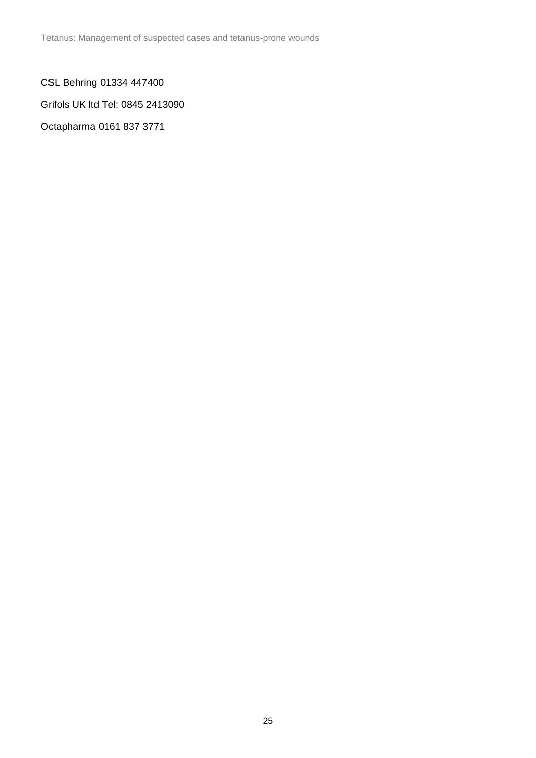CSL Behring 01334 447400

Grifols UK ltd Tel: 0845 2413090

Octapharma 0161 837 3771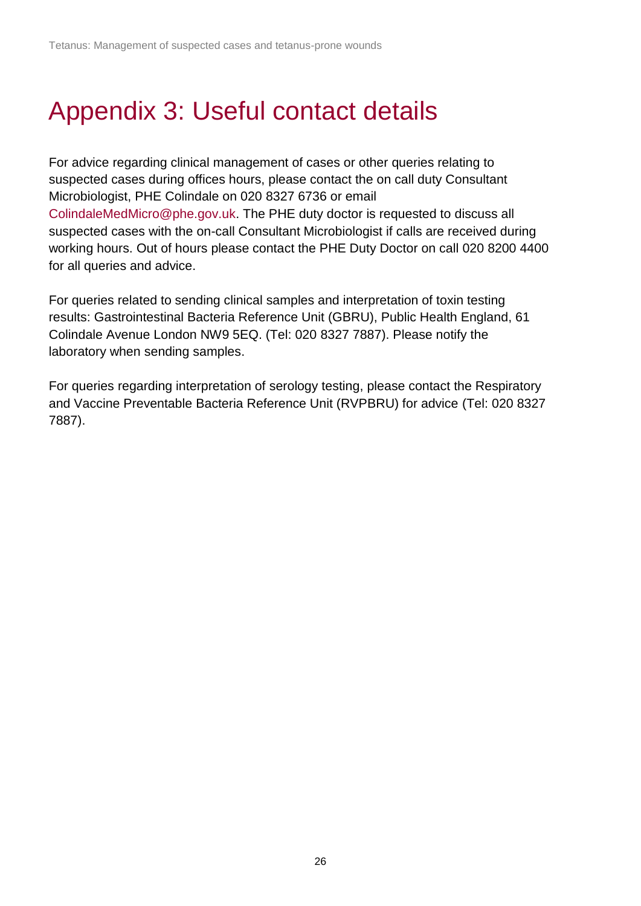# Appendix 3: Useful contact details

For advice regarding clinical management of cases or other queries relating to suspected cases during offices hours, please contact the on call duty Consultant Microbiologist, PHE Colindale on 020 8327 6736 or email ColindaleMedMicro@phe.gov.uk. The PHE duty doctor is requested to discuss all suspected cases with the on-call Consultant Microbiologist if calls are received during working hours. Out of hours please contact the PHE Duty Doctor on call 020 8200 4400 for all queries and advice.

For queries related to sending clinical samples and interpretation of toxin testing results: Gastrointestinal Bacteria Reference Unit (GBRU), Public Health England, 61 Colindale Avenue London NW9 5EQ. (Tel: 020 8327 7887). Please notify the laboratory when sending samples.

For queries regarding interpretation of serology testing, please contact the Respiratory and Vaccine Preventable Bacteria Reference Unit (RVPBRU) for advice (Tel: 020 8327 7887).